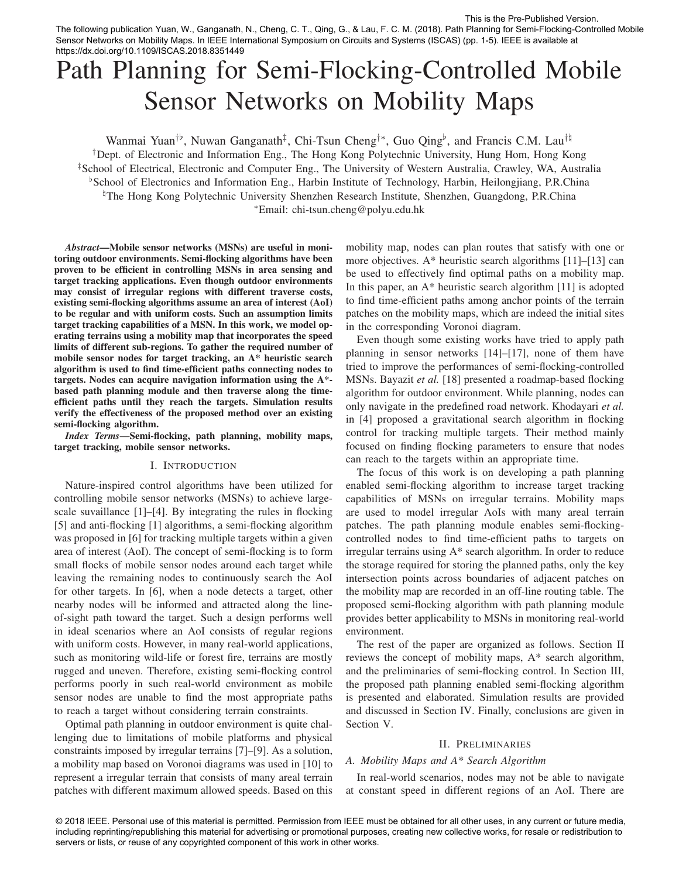This is the Pre-Published Version.

The following publication Yuan, W., Ganganath, N., Cheng, C. T., Qing, G., & Lau, F. C. M. (2018). Path Planning for Semi-Flocking-Controlled Mobile Sensor Networks on Mobility Maps. In IEEE International Symposium on Circuits and Systems (ISCAS) (pp. 1-5). IEEE is available at https://dx.doi.org/10.1109/ISCAS.2018.8351449

# Path Planning for Semi-Flocking-Controlled Mobile Sensor Networks on Mobility Maps

Wanmai Yuan[†♭], Nuwan Ganganath[‡], Chi-Tsun Cheng[†*], Guo Qing[♭], and Francis C.M. Lau[†♮]

[†]Dept. of Electronic and Information Eng., The Hong Kong Polytechnic University, Hung Hom, Hong Kong
[‡]School of Electrical, Electronic and Computer Eng., The University of Western Australia, Crawley, WA, Australia
[♭]School of Electronics and Information Eng., Harbin Institute of Technology, Harbin, Heilongjiang, P.R.China
[♮]The Hong Kong Polytechnic University Shenzhen Research Institute, Shenzhen, Guangdong, P.R.China
[*]Email: chi-tsun.cheng@polyu.edu.hk

***Abstract*—Mobile sensor networks (MSNs) are useful in monitoring outdoor environments. Semi-flocking algorithms have been proven to be efficient in controlling MSNs in area sensing and target tracking applications. Even though outdoor environments may consist of irregular regions with different traverse costs, existing semi-flocking algorithms assume an area of interest (AoI) to be regular and with uniform costs. Such an assumption limits target tracking capabilities of a MSN. In this work, we model operating terrains using a mobility map that incorporates the speed limits of different sub-regions. To gather the required number of mobile sensor nodes for target tracking, an A* heuristic search algorithm is used to find time-efficient paths connecting nodes to targets. Nodes can acquire navigation information using the A*-based path planning module and then traverse along the time-efficient paths until they reach the targets. Simulation results verify the effectiveness of the proposed method over an existing semi-flocking algorithm.**

***Index Terms*—Semi-flocking, path planning, mobility maps, target tracking, mobile sensor networks.**

## I. Introduction

Nature-inspired control algorithms have been utilized for controlling mobile sensor networks (MSNs) to achieve large-scale suvaillance [1]–[4]. By integrating the rules in flocking [5] and anti-flocking [1] algorithms, a semi-flocking algorithm was proposed in [6] for tracking multiple targets within a given area of interest (AoI). The concept of semi-flocking is to form small flocks of mobile sensor nodes around each target while leaving the remaining nodes to continuously search the AoI for other targets. In [6], when a node detects a target, other nearby nodes will be informed and attracted along the line-of-sight path toward the target. Such a design performs well in ideal scenarios where an AoI consists of regular regions with uniform costs. However, in many real-world applications, such as monitoring wild-life or forest fire, terrains are mostly rugged and uneven. Therefore, existing semi-flocking control performs poorly in such real-world environment as mobile sensor nodes are unable to find the most appropriate paths to reach a target without considering terrain constraints.

Optimal path planning in outdoor environment is quite challenging due to limitations of mobile platforms and physical constraints imposed by irregular terrains [7]–[9]. As a solution, a mobility map based on Voronoi diagrams was used in [10] to represent a irregular terrain that consists of many areal terrain patches with different maximum allowed speeds. Based on this mobility map, nodes can plan routes that satisfy with one or more objectives. A* heuristic search algorithms [11]–[13] can be used to effectively find optimal paths on a mobility map. In this paper, an A* heuristic search algorithm [11] is adopted to find time-efficient paths among anchor points of the terrain patches on the mobility maps, which are indeed the initial sites in the corresponding Voronoi diagram.

Even though some existing works have tried to apply path planning in sensor networks [14]–[17], none of them have tried to improve the performances of semi-flocking-controlled MSNs. Bayazit *et al.* [18] presented a roadmap-based flocking algorithm for outdoor environment. While planning, nodes can only navigate in the predefined road network. Khodayari *et al.* in [4] proposed a gravitational search algorithm in flocking control for tracking multiple targets. Their method mainly focused on finding flocking parameters to ensure that nodes can reach to the targets within an appropriate time.

The focus of this work is on developing a path planning enabled semi-flocking algorithm to increase target tracking capabilities of MSNs on irregular terrains. Mobility maps are used to model irregular AoIs with many areal terrain patches. The path planning module enables semi-flocking-controlled nodes to find time-efficient paths to targets on irregular terrains using A* search algorithm. In order to reduce the storage required for storing the planned paths, only the key intersection points across boundaries of adjacent patches on the mobility map are recorded in an off-line routing table. The proposed semi-flocking algorithm with path planning module provides better applicability to MSNs in monitoring real-world environment.

The rest of the paper are organized as follows. Section II reviews the concept of mobility maps, A* search algorithm, and the preliminaries of semi-flocking control. In Section III, the proposed path planning enabled semi-flocking algorithm is presented and elaborated. Simulation results are provided and discussed in Section IV. Finally, conclusions are given in Section V.

## II. Preliminaries

### A. Mobility Maps and A* Search Algorithm

In real-world scenarios, nodes may not be able to navigate at constant speed in different regions of an AoI. There are

© 2018 IEEE. Personal use of this material is permitted. Permission from IEEE must be obtained for all other uses, in any current or future media, including reprinting/republishing this material for advertising or promotional purposes, creating new collective works, for resale or redistribution to servers or lists, or reuse of any copyrighted component of this work in other works.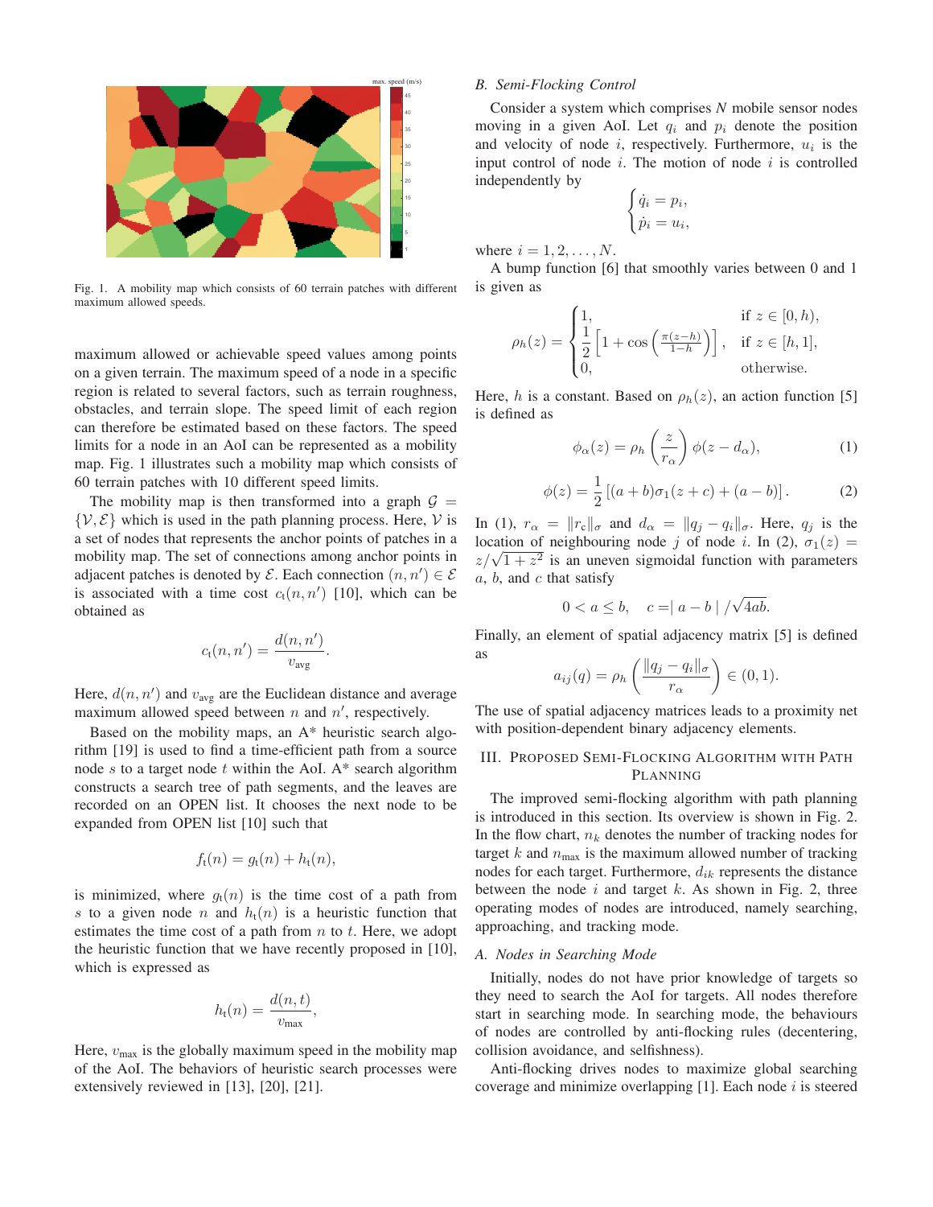max. speed (m/s)

45

40

35

30

25

20

15

10

5

1

Fig. 1. A mobility map which consists of 60 terrain patches with different maximum allowed speeds.

maximum allowed or achievable speed values among points on a given terrain. The maximum speed of a node in a specific region is related to several factors, such as terrain roughness, obstacles, and terrain slope. The speed limit of each region can therefore be estimated based on these factors. The speed limits for a node in an AoI can be represented as a mobility map. Fig. 1 illustrates such a mobility map which consists of 60 terrain patches with 10 different speed limits.

The mobility map is then transformed into a graph $\mathcal{G} = \{\mathcal{V}, \mathcal{E}\}$ which is used in the path planning process. Here, $\mathcal{V}$ is a set of nodes that represents the anchor points of patches in a mobility map. The set of connections among anchor points in adjacent patches is denoted by $\mathcal{E}$. Each connection $(n, n') \in \mathcal{E}$ is associated with a time cost $c_{\rm t}(n, n')$ [10], which can be obtained as

$$c_{\rm t}(n, n') = \frac{d(n, n')}{v_{\rm avg}}.$$

Here, $d(n, n')$ and $v_{\rm avg}$ are the Euclidean distance and average maximum allowed speed between $n$ and $n'$, respectively.

Based on the mobility maps, an A* heuristic search algorithm [19] is used to find a time-efficient path from a source node $s$ to a target node $t$ within the AoI. A* search algorithm constructs a search tree of path segments, and the leaves are recorded on an OPEN list. It chooses the next node to be expanded from OPEN list [10] such that

$$f_{\rm t}(n) = g_{\rm t}(n) + h_{\rm t}(n),$$

is minimized, where $g_{\rm t}(n)$ is the time cost of a path from $s$ to a given node $n$ and $h_{\rm t}(n)$ is a heuristic function that estimates the time cost of a path from $n$ to $t$. Here, we adopt the heuristic function that we have recently proposed in [10], which is expressed as

$$h_{\rm t}(n) = \frac{d(n, t)}{v_{\rm max}},$$

Here, $v_{\rm max}$ is the globally maximum speed in the mobility map of the AoI. The behaviors of heuristic search processes were extensively reviewed in [13], [20], [21].

### *B. Semi-Flocking Control*

Consider a system which comprises $N$ mobile sensor nodes moving in a given AoI. Let $q_i$ and $p_i$ denote the position and velocity of node $i$, respectively. Furthermore, $u_i$ is the input control of node $i$. The motion of node $i$ is controlled independently by

$$\begin{cases} \dot{q}_i = p_i, \\ \dot{p}_i = u_i, \end{cases}$$

where $i = 1, 2, \ldots, N$.

A bump function [6] that smoothly varies between 0 and 1 is given as

$$\rho_h(z) = \begin{cases} 1, & \text{if } z \in [0, h), \\ \frac{1}{2}\left[1 + \cos\left(\frac{\pi(z-h)}{1-h}\right)\right], & \text{if } z \in [h, 1], \\ 0, & \text{otherwise.} \end{cases}$$

Here, $h$ is a constant. Based on $\rho_h(z)$, an action function [5] is defined as

$$\phi_\alpha(z) = \rho_h\left(\frac{z}{r_\alpha}\right)\phi(z - d_\alpha), \tag{1}$$

$$\phi(z) = \frac{1}{2}\left[(a+b)\sigma_1(z+c) + (a-b)\right]. \tag{2}$$

In (1), $r_\alpha = \|r_{\rm c}\|_\sigma$ and $d_\alpha = \|q_j - q_i\|_\sigma$. Here, $q_j$ is the location of neighbouring node $j$ of node $i$. In (2), $\sigma_1(z) = z/\sqrt{1+z^2}$ is an uneven sigmoidal function with parameters $a$, $b$, and $c$ that satisfy

$$0 < a \leq b, \quad c = \mid a - b \mid / \sqrt{4ab}.$$

Finally, an element of spatial adjacency matrix [5] is defined as

$$a_{ij}(q) = \rho_h\left(\frac{\|q_j - q_i\|_\sigma}{r_\alpha}\right) \in (0, 1).$$

The use of spatial adjacency matrices leads to a proximity net with position-dependent binary adjacency elements.

## III. Proposed Semi-Flocking Algorithm with Path Planning

The improved semi-flocking algorithm with path planning is introduced in this section. Its overview is shown in Fig. 2. In the flow chart, $n_k$ denotes the number of tracking nodes for target $k$ and $n_{\rm max}$ is the maximum allowed number of tracking nodes for each target. Furthermore, $d_{ik}$ represents the distance between the node $i$ and target $k$. As shown in Fig. 2, three operating modes of nodes are introduced, namely searching, approaching, and tracking mode.

### *A. Nodes in Searching Mode*

Initially, nodes do not have prior knowledge of targets so they need to search the AoI for targets. All nodes therefore start in searching mode. In searching mode, the behaviours of nodes are controlled by anti-flocking rules (decentering, collision avoidance, and selfishness).

Anti-flocking drives nodes to maximize global searching coverage and minimize overlapping [1]. Each node $i$ is steered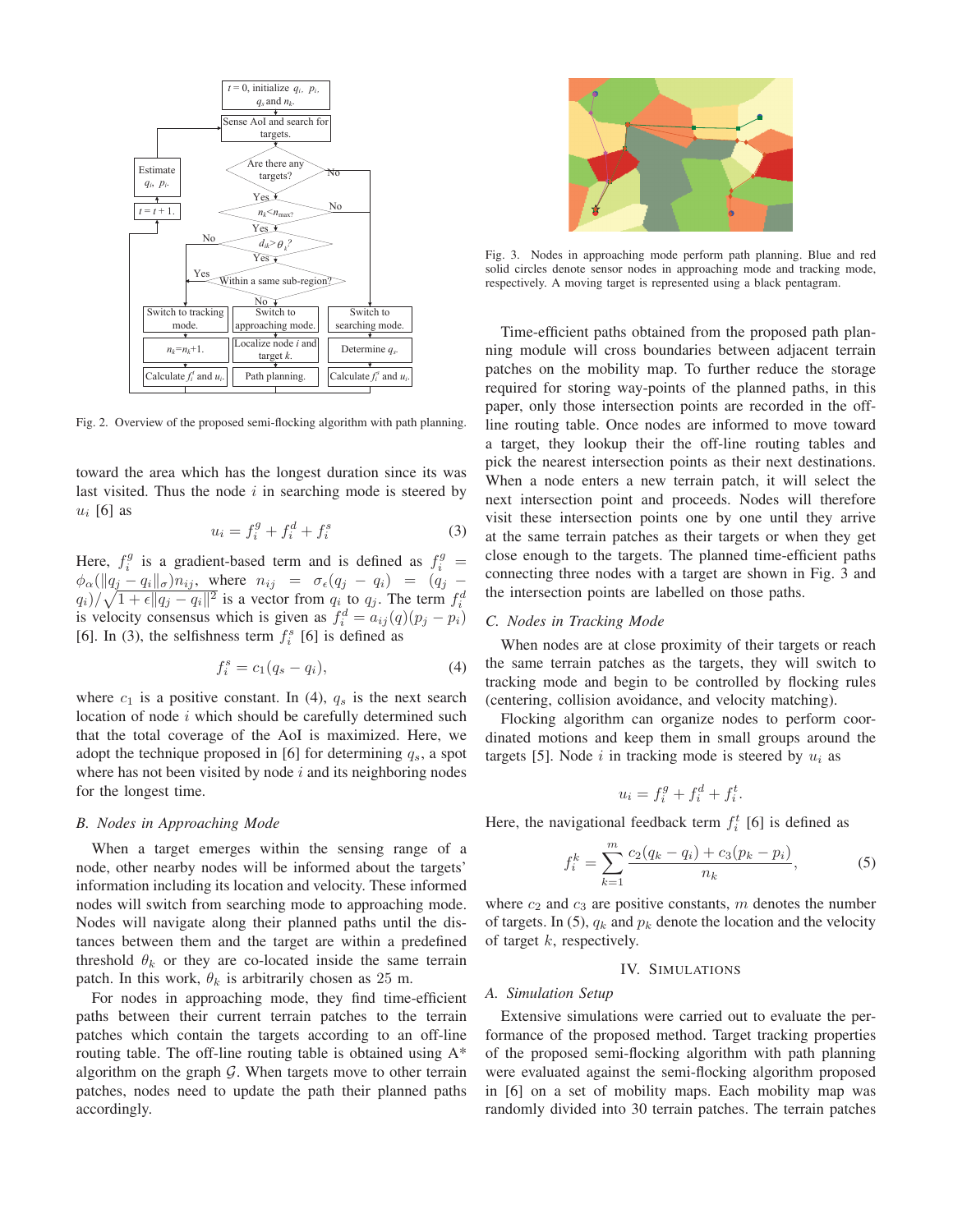Fig. 2. Overview of the proposed semi-flocking algorithm with path planning.

toward the area which has the longest duration since its was last visited. Thus the node $i$ in searching mode is steered by $u_i$ [6] as

$$u_i = f_i^g + f_i^d + f_i^s \tag{3}$$

Here, $f_i^g$ is a gradient-based term and is defined as $f_i^g = \phi_\alpha(\|q_j - q_i\|_\sigma) n_{ij}$, where $n_{ij} = \sigma_\epsilon(q_j - q_i) = (q_j - q_i)/\sqrt{1+\epsilon\|q_j - q_i\|^2}$ is a vector from $q_i$ to $q_j$. The term $f_i^d$ is velocity consensus which is given as $f_i^d = a_{ij}(q)(p_j - p_i)$ [6]. In (3), the selfishness term $f_i^s$ [6] is defined as

$$f_i^s = c_1(q_s - q_i), \tag{4}$$

where $c_1$ is a positive constant. In (4), $q_s$ is the next search location of node $i$ which should be carefully determined such that the total coverage of the AoI is maximized. Here, we adopt the technique proposed in [6] for determining $q_s$, a spot where has not been visited by node $i$ and its neighboring nodes for the longest time.

### *B. Nodes in Approaching Mode*

When a target emerges within the sensing range of a node, other nearby nodes will be informed about the targets' information including its location and velocity. These informed nodes will switch from searching mode to approaching mode. Nodes will navigate along their planned paths until the distances between them and the target are within a predefined threshold $\theta_k$ or they are co-located inside the same terrain patch. In this work, $\theta_k$ is arbitrarily chosen as 25 m.

For nodes in approaching mode, they find time-efficient paths between their current terrain patches to the terrain patches which contain the targets according to an off-line routing table. The off-line routing table is obtained using A* algorithm on the graph $\mathcal{G}$. When targets move to other terrain patches, nodes need to update the path their planned paths accordingly.

Fig. 3. Nodes in approaching mode perform path planning. Blue and red solid circles denote sensor nodes in approaching mode and tracking mode, respectively. A moving target is represented using a black pentagram.

Time-efficient paths obtained from the proposed path planning module will cross boundaries between adjacent terrain patches on the mobility map. To further reduce the storage required for storing way-points of the planned paths, in this paper, only those intersection points are recorded in the off-line routing table. Once nodes are informed to move toward a target, they lookup their the off-line routing tables and pick the nearest intersection points as their next destinations. When a node enters a new terrain patch, it will select the next intersection point and proceeds. Nodes will therefore visit these intersection points one by one until they arrive at the same terrain patches as their targets or when they get close enough to the targets. The planned time-efficient paths connecting three nodes with a target are shown in Fig. 3 and the intersection points are labelled on those paths.

### *C. Nodes in Tracking Mode*

When nodes are at close proximity of their targets or reach the same terrain patches as the targets, they will switch to tracking mode and begin to be controlled by flocking rules (centering, collision avoidance, and velocity matching).

Flocking algorithm can organize nodes to coordinated motions and keep them in small groups around the targets [5]. Node $i$ in tracking mode is steered by $u_i$ as

$$u_i = f_i^g + f_i^d + f_i^t.$$

Here, the navigational feedback term $f_i^t$ [6] is defined as

$$f_i^k = \sum_{k=1}^{m} \frac{c_2(q_k - q_i) + c_3(p_k - p_i)}{n_k}, \tag{5}$$

where $c_2$ and $c_3$ are positive constants, $m$ denotes the number of targets. In (5), $q_k$ and $p_k$ denote the location and the velocity of target $k$, respectively.

## IV. Simulations

### *A. Simulation Setup*

Extensive simulations were carried out to evaluate the performance of the proposed method. Target tracking properties of the proposed semi-flocking algorithm with path planning were evaluated against the semi-flocking algorithm proposed in [6] on a set of mobility maps. Each mobility map was randomly divided into 30 terrain patches. The terrain patches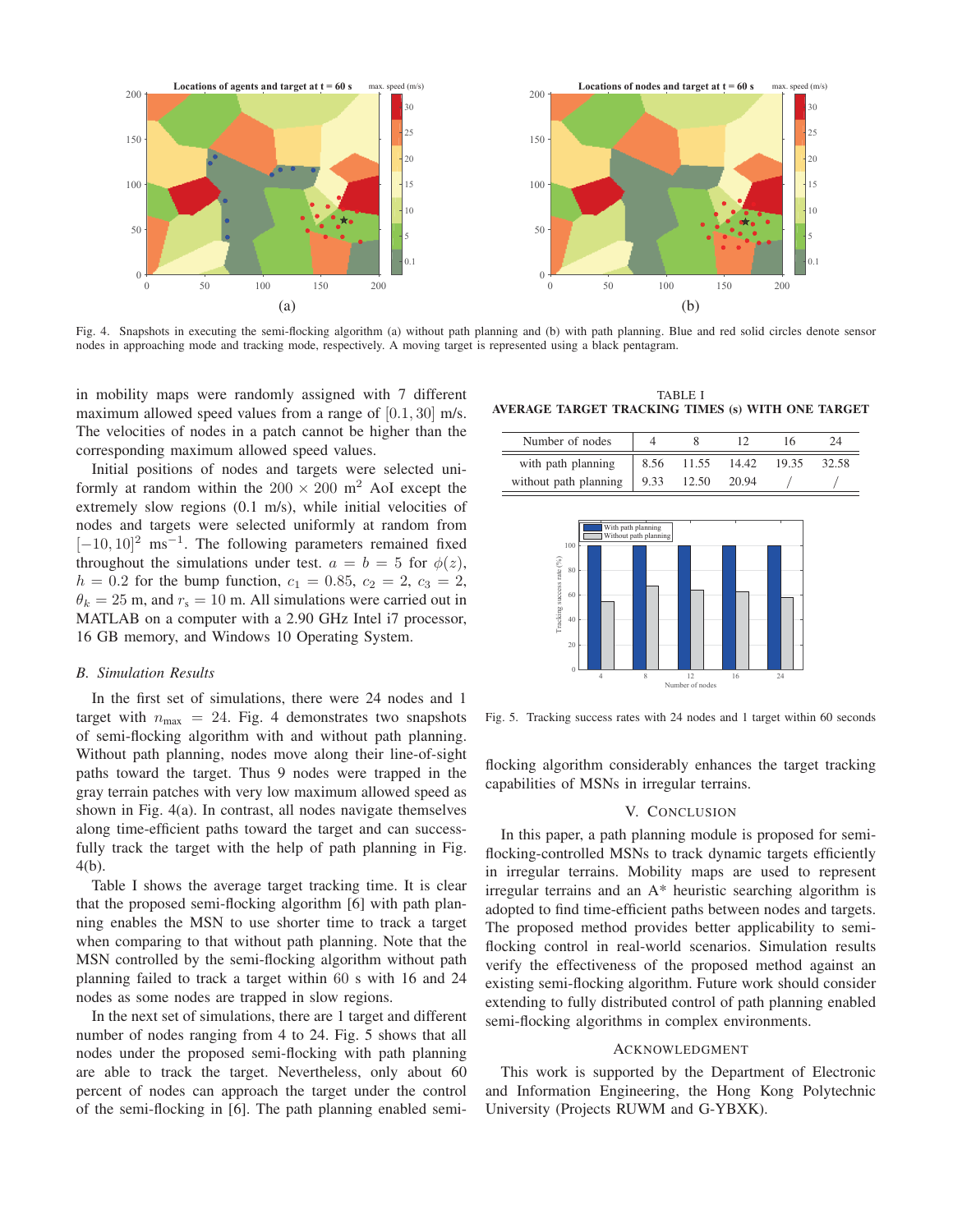Locations of agents and target at t = 60 s

max. speed (m/s)

200
150
100
50
0

0 50 100 150 200

30
25
20
15
10
5
0.1

(a)

Locations of nodes and target at t = 60 s

max. speed (m/s)

200
150
100
50
0

0 50 100 150 200

30
25
20
15
10
5
0.1

(b)

Fig. 4. Snapshots in executing the semi-flocking algorithm (a) without path planning and (b) with path planning. Blue and red solid circles denote sensor nodes in approaching mode and tracking mode, respectively. A moving target is represented using a black pentagram.

in mobility maps were randomly assigned with 7 different maximum allowed speed values from a range of $[0.1, 30]$ m/s. The velocities of nodes in a patch cannot be higher than the corresponding maximum allowed speed values.

Initial positions of nodes and targets were selected uniformly at random within the $200 \times 200$ m$^2$ AoI except the extremely slow regions (0.1 m/s), while initial velocities of nodes and targets were selected uniformly at random from $[-10, 10]^2$ ms$^{-1}$. The following parameters remained fixed throughout the simulations under test. $a = b = 5$ for $\phi(z)$, $h = 0.2$ for the bump function, $c_1 = 0.85$, $c_2 = 2$, $c_3 = 2$, $\theta_k = 25$ m, and $r_s = 10$ m. All simulations were carried out in MATLAB on a computer with a 2.90 GHz Intel i7 processor, 16 GB memory, and Windows 10 Operating System.

### *B. Simulation Results*

In the first set of simulations, there were 24 nodes and 1 target with $n_{\text{max}} = 24$. Fig. 4 demonstrates two snapshots of semi-flocking algorithm with and without path planning. Without path planning, nodes move along their line-of-sight paths toward the target. Thus 9 nodes were trapped in the gray terrain patches with very low maximum allowed speed as shown in Fig. 4(a). In contrast, all nodes navigate themselves along time-efficient paths toward the target and can successfully track the target with the help of path planning in Fig. 4(b).

Table I shows the average target tracking time. It is clear that the proposed semi-flocking algorithm [6] with path planning enables the MSN to use shorter time to track a target when comparing to that without path planning. Note that the MSN controlled by the semi-flocking algorithm without path planning failed to track a target within 60 s with 16 and 24 nodes as some nodes are trapped in slow regions.

In the next set of simulations, there are 1 target and different number of nodes ranging from 4 to 24. Fig. 5 shows that all nodes under the proposed semi-flocking with path planning are able to track the target. Nevertheless, only about 60 percent of nodes can approach the target under the control of the semi-flocking in [6]. The path planning enabled semi-flocking algorithm considerably enhances the target tracking capabilities of MSNs in irregular terrains.

TABLE I
AVERAGE TARGET TRACKING TIMES (s) WITH ONE TARGET

| Number of nodes | 4 | 8 | 12 | 16 | 24 |
|---|---|---|---|---|---|
| with path planning | 8.56 | 11.55 | 14.42 | 19.35 | 32.58 |
| without path planning | 9.33 | 12.50 | 20.94 | / | / |

With path planning
Without path planning

Tracking success rate (%)

100
80
60
40
20
0

4 8 12 16 24

Number of nodes

Fig. 5. Tracking success rates with 24 nodes and 1 target within 60 seconds

## V. Conclusion

In this paper, a path planning module is proposed for semi-flocking-controlled MSNs to track dynamic targets efficiently in irregular terrains. Mobility maps are used to represent irregular terrains and an A* heuristic searching algorithm is adopted to find time-efficient paths between nodes and targets. The proposed method provides better applicability to semi-flocking control in real-world scenarios. Simulation results verify the effectiveness of the proposed method against an existing semi-flocking algorithm. Future work should consider extending to fully distributed control of path planning enabled semi-flocking algorithms in complex environments.

## Acknowledgment

This work is supported by the Department of Electronic and Information Engineering, the Hong Kong Polytechnic University (Projects RUWM and G-YBXK).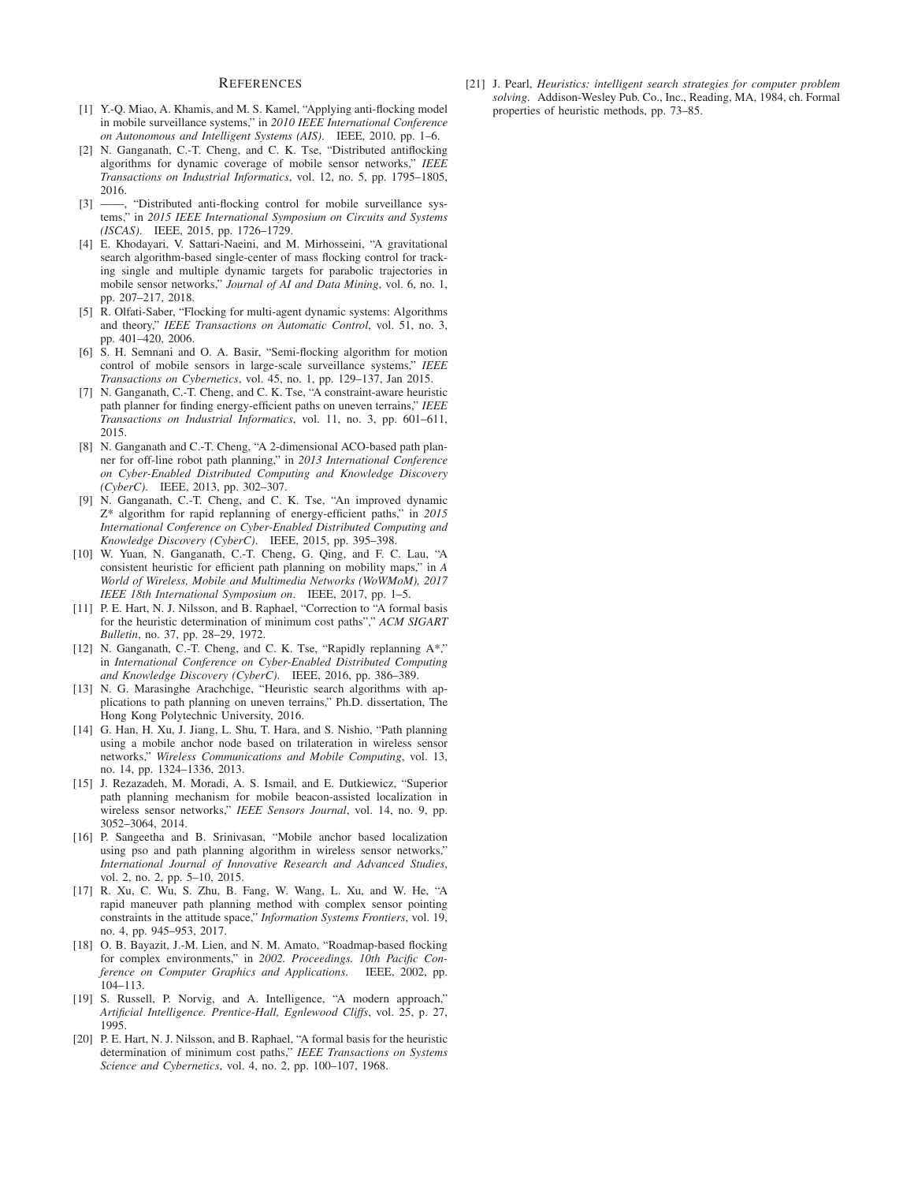# References

[1] Y.-Q. Miao, A. Khamis, and M. S. Kamel, "Applying anti-flocking model in mobile surveillance systems," in *2010 IEEE International Conference on Autonomous and Intelligent Systems (AIS)*. IEEE, 2010, pp. 1–6.

[2] N. Ganganath, C.-T. Cheng, and C. K. Tse, "Distributed antiflocking algorithms for dynamic coverage of mobile sensor networks," *IEEE Transactions on Industrial Informatics*, vol. 12, no. 5, pp. 1795–1805, 2016.

[3] ——, "Distributed anti-flocking control for mobile surveillance systems," in *2015 IEEE International Symposium on Circuits and Systems (ISCAS)*. IEEE, 2015, pp. 1726–1729.

[4] E. Khodayari, V. Sattari-Naeini, and M. Mirhosseini, "A gravitational search algorithm-based single-center of mass flocking control for tracking single and multiple dynamic targets for parabolic trajectories in mobile sensor networks," *Journal of AI and Data Mining*, vol. 6, no. 1, pp. 207–217, 2018.

[5] R. Olfati-Saber, "Flocking for multi-agent dynamic systems: Algorithms and theory," *IEEE Transactions on Automatic Control*, vol. 51, no. 3, pp. 401–420, 2006.

[6] S. H. Semnani and O. A. Basir, "Semi-flocking algorithm for motion control of mobile sensors in large-scale surveillance systems," *IEEE Transactions on Cybernetics*, vol. 45, no. 1, pp. 129–137, Jan 2015.

[7] N. Ganganath, C.-T. Cheng, and C. K. Tse, "A constraint-aware heuristic path planner for finding energy-efficient paths on uneven terrains," *IEEE Transactions on Industrial Informatics*, vol. 11, no. 3, pp. 601–611, 2015.

[8] N. Ganganath and C.-T. Cheng, "A 2-dimensional ACO-based path planner for off-line robot path planning," in *2013 International Conference on Cyber-Enabled Distributed Computing and Knowledge Discovery (CyberC)*. IEEE, 2013, pp. 302–307.

[9] N. Ganganath, C.-T. Cheng, and C. K. Tse, "An improved dynamic Z* algorithm for rapid replanning of energy-efficient paths," in *2015 International Conference on Cyber-Enabled Distributed Computing and Knowledge Discovery (CyberC)*. IEEE, 2015, pp. 395–398.

[10] W. Yuan, N. Ganganath, C.-T. Cheng, G. Qing, and F. C. Lau, "A consistent heuristic for efficient path planning on mobility maps," in *A World of Wireless, Mobile and Multimedia Networks (WoWMoM), 2017 IEEE 18th International Symposium on*. IEEE, 2017, pp. 1–5.

[11] P. E. Hart, N. J. Nilsson, and B. Raphael, "Correction to "A formal basis for the heuristic determination of minimum cost paths"," *ACM SIGART Bulletin*, no. 37, pp. 28–29, 1972.

[12] N. Ganganath, C.-T. Cheng, and C. K. Tse, "Rapidly replanning A*," in *International Conference on Cyber-Enabled Distributed Computing and Knowledge Discovery (CyberC)*. IEEE, 2016, pp. 386–389.

[13] N. G. Marasinghe Arachchige, "Heuristic search algorithms with applications to path planning on uneven terrains," Ph.D. dissertation, The Hong Kong Polytechnic University, 2016.

[14] G. Han, H. Xu, J. Jiang, L. Shu, T. Hara, and S. Nishio, "Path planning using a mobile anchor node based on trilateration in wireless sensor networks," *Wireless Communications and Mobile Computing*, vol. 13, no. 14, pp. 1324–1336, 2013.

[15] J. Rezazadeh, M. Moradi, A. S. Ismail, and E. Dutkiewicz, "Superior path planning mechanism for mobile beacon-assisted localization in wireless sensor networks," *IEEE Sensors Journal*, vol. 14, no. 9, pp. 3052–3064, 2014.

[16] P. Sangeetha and B. Srinivasan, "Mobile anchor based localization using pso and path planning algorithm in wireless sensor networks," *International Journal of Innovative Research and Advanced Studies*, vol. 2, no. 2, pp. 5–10, 2015.

[17] R. Xu, C. Wu, S. Zhu, B. Fang, W. Wang, L. Xu, and W. He, "A rapid maneuver path planning method with complex sensor pointing constraints in the attitude space," *Information Systems Frontiers*, vol. 19, no. 4, pp. 945–953, 2017.

[18] O. B. Bayazit, J.-M. Lien, and N. M. Amato, "Roadmap-based flocking for complex environments," in *2002. Proceedings. 10th Pacific Conference on Computer Graphics and Applications*. IEEE, 2002, pp. 104–113.

[19] S. Russell, P. Norvig, and A. Intelligence, "A modern approach," *Artificial Intelligence. Prentice-Hall, Egnlewood Cliffs*, vol. 25, p. 27, 1995.

[20] P. E. Hart, N. J. Nilsson, and B. Raphael, "A formal basis for the heuristic determination of minimum cost paths," *IEEE Transactions on Systems Science and Cybernetics*, vol. 4, no. 2, pp. 100–107, 1968.

[21] J. Pearl, *Heuristics: intelligent search strategies for computer problem solving*. Addison-Wesley Pub. Co., Inc., Reading, MA, 1984, ch. Formal properties of heuristic methods, pp. 73–85.